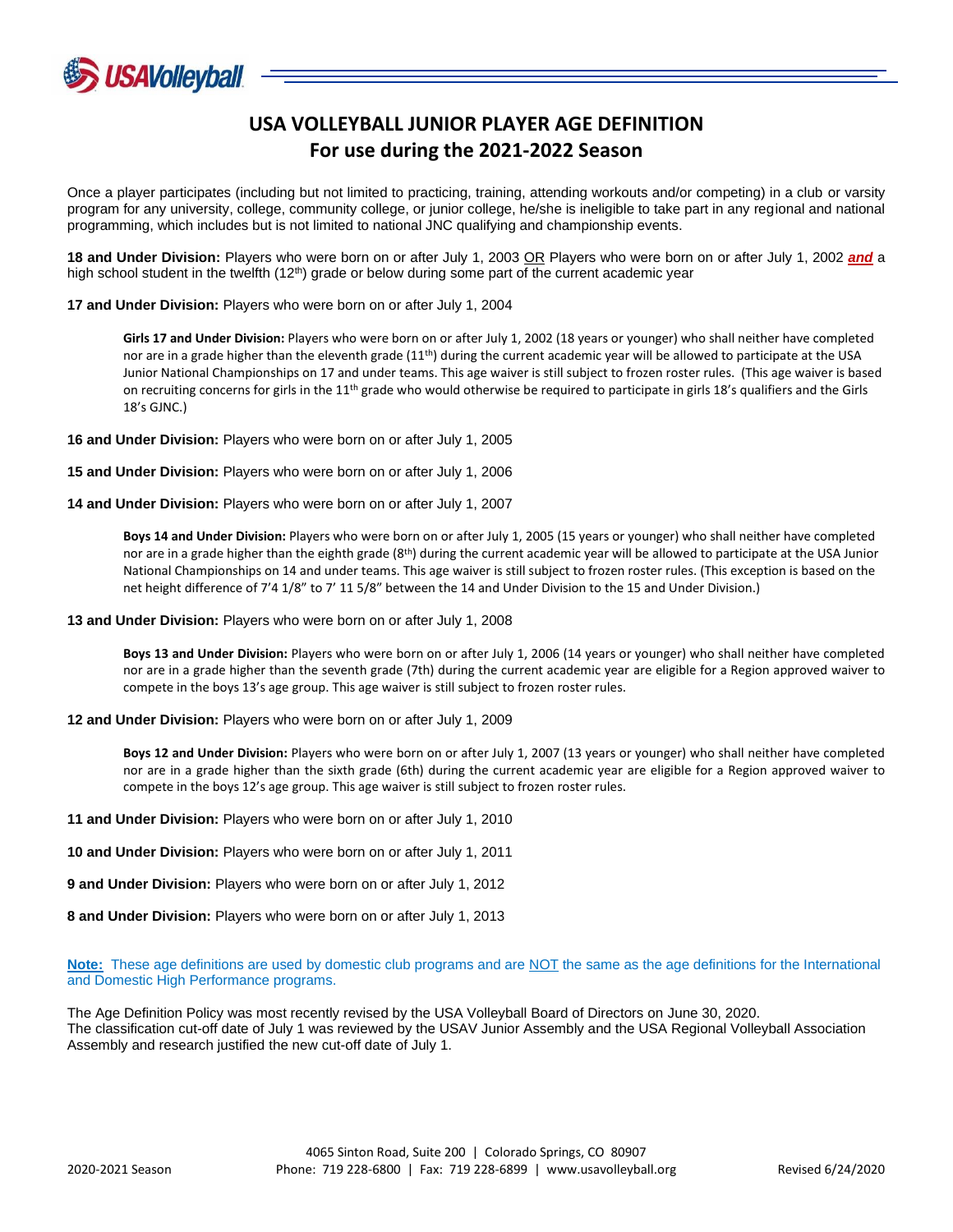# USA VOLLEYBALL JUNIOR PLAYER AGE DEFINITION

## For use during the 2021-2022 Season

Once a player participates (including but not limited to practicing, training, attending workouts and/or competing) in a club or varsity program for any university, college, community college, or junior college, he/she is ineligible to take part in any regional and national programming, which includes but is not limited to national JNC qualifying and championship events.

**18 and Under Division:** Players who were born on or after July 1, 2003 OR Players who were born on or after July 1, 2002 ***and*** a high school student in the twelfth (12th) grade or below during some part of the current academic year

**17 and Under Division:** Players who were born on or after July 1, 2004

> **Girls 17 and Under Division:** Players who were born on or after July 1, 2002 (18 years or younger) who shall neither have completed nor are in a grade higher than the eleventh grade (11th) during the current academic year will be allowed to participate at the USA Junior National Championships on 17 and under teams. This age waiver is still subject to frozen roster rules. (This age waiver is based on recruiting concerns for girls in the 11th grade who would otherwise be required to participate in girls 18's qualifiers and the Girls 18's GJNC.)

**16 and Under Division:** Players who were born on or after July 1, 2005

**15 and Under Division:** Players who were born on or after July 1, 2006

**14 and Under Division:** Players who were born on or after July 1, 2007

> **Boys 14 and Under Division:** Players who were born on or after July 1, 2005 (15 years or younger) who shall neither have completed nor are in a grade higher than the eighth grade (8th) during the current academic year will be allowed to participate at the USA Junior National Championships on 14 and under teams. This age waiver is still subject to frozen roster rules. (This exception is based on the net height difference of 7'4 1/8" to 7' 11 5/8" between the 14 and Under Division to the 15 and Under Division.)

**13 and Under Division:** Players who were born on or after July 1, 2008

> **Boys 13 and Under Division:** Players who were born on or after July 1, 2006 (14 years or younger) who shall neither have completed nor are in a grade higher than the seventh grade (7th) during the current academic year are eligible for a Region approved waiver to compete in the boys 13's age group. This age waiver is still subject to frozen roster rules.

**12 and Under Division:** Players who were born on or after July 1, 2009

> **Boys 12 and Under Division:** Players who were born on or after July 1, 2007 (13 years or younger) who shall neither have completed nor are in a grade higher than the sixth grade (6th) during the current academic year are eligible for a Region approved waiver to compete in the boys 12's age group. This age waiver is still subject to frozen roster rules.

**11 and Under Division:** Players who were born on or after July 1, 2010

**10 and Under Division:** Players who were born on or after July 1, 2011

**9 and Under Division:** Players who were born on or after July 1, 2012

**8 and Under Division:** Players who were born on or after July 1, 2013

**Note:** These age definitions are used by domestic club programs and are NOT the same as the age definitions for the International and Domestic High Performance programs.

The Age Definition Policy was most recently revised by the USA Volleyball Board of Directors on June 30, 2020.
The classification cut-off date of July 1 was reviewed by the USAV Junior Assembly and the USA Regional Volleyball Association Assembly and research justified the new cut-off date of July 1.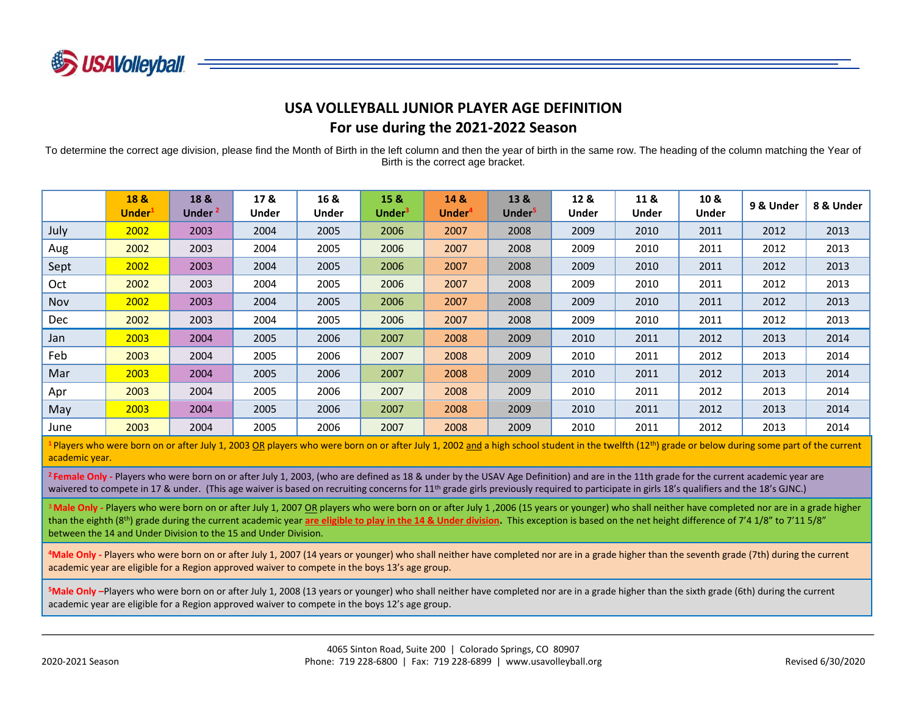# USA VOLLEYBALL JUNIOR PLAYER AGE DEFINITION

## For use during the 2021-2022 Season

To determine the correct age division, please find the Month of Birth in the left column and then the year of birth in the same row. The heading of the column matching the Year of Birth is the correct age bracket.

| | 18 & Under[1] | 18 & Under [2] | 17 & Under | 16 & Under | 15 & Under[3] | 14 & Under[4] | 13 & Under[5] | 12 & Under | 11 & Under | 10 & Under | 9 & Under | 8 & Under |
|---|---|---|---|---|---|---|---|---|---|---|---|---|
| July | 2002 | 2003 | 2004 | 2005 | 2006 | 2007 | 2008 | 2009 | 2010 | 2011 | 2012 | 2013 |
| Aug | 2002 | 2003 | 2004 | 2005 | 2006 | 2007 | 2008 | 2009 | 2010 | 2011 | 2012 | 2013 |
| Sept | 2002 | 2003 | 2004 | 2005 | 2006 | 2007 | 2008 | 2009 | 2010 | 2011 | 2012 | 2013 |
| Oct | 2002 | 2003 | 2004 | 2005 | 2006 | 2007 | 2008 | 2009 | 2010 | 2011 | 2012 | 2013 |
| Nov | 2002 | 2003 | 2004 | 2005 | 2006 | 2007 | 2008 | 2009 | 2010 | 2011 | 2012 | 2013 |
| Dec | 2002 | 2003 | 2004 | 2005 | 2006 | 2007 | 2008 | 2009 | 2010 | 2011 | 2012 | 2013 |
| Jan | 2003 | 2004 | 2005 | 2006 | 2007 | 2008 | 2009 | 2010 | 2011 | 2012 | 2013 | 2014 |
| Feb | 2003 | 2004 | 2005 | 2006 | 2007 | 2008 | 2009 | 2010 | 2011 | 2012 | 2013 | 2014 |
| Mar | 2003 | 2004 | 2005 | 2006 | 2007 | 2008 | 2009 | 2010 | 2011 | 2012 | 2013 | 2014 |
| Apr | 2003 | 2004 | 2005 | 2006 | 2007 | 2008 | 2009 | 2010 | 2011 | 2012 | 2013 | 2014 |
| May | 2003 | 2004 | 2005 | 2006 | 2007 | 2008 | 2009 | 2010 | 2011 | 2012 | 2013 | 2014 |
| June | 2003 | 2004 | 2005 | 2006 | 2007 | 2008 | 2009 | 2010 | 2011 | 2012 | 2013 | 2014 |

[1] Players who were born on or after July 1, 2003 OR players who were born on or after July 1, 2002 and a high school student in the twelfth (12th) grade or below during some part of the current academic year.

[2] **Female Only** - Players who were born on or after July 1, 2003, (who are defined as 18 & under by the USAV Age Definition) and are in the 11th grade for the current academic year are waivered to compete in 17 & under. (This age waiver is based on recruiting concerns for 11th grade girls previously required to participate in girls 18's qualifiers and the 18's GJNC.)

[3] **Male Only** - Players who were born on or after July 1, 2007 OR players who were born on or after July 1 ,2006 (15 years or younger) who shall neither have completed nor are in a grade higher than the eighth (8th) grade during the current academic year **are eligible to play in the 14 & Under division**. This exception is based on the net height difference of 7'4 1/8" to 7'11 5/8" between the 14 and Under Division to the 15 and Under Division.

[4] **Male Only** - Players who were born on or after July 1, 2007 (14 years or younger) who shall neither have completed nor are in a grade higher than the seventh grade (7th) during the current academic year are eligible for a Region approved waiver to compete in the boys 13's age group.

[5] **Male Only** –Players who were born on or after July 1, 2008 (13 years or younger) who shall neither have completed nor are in a grade higher than the sixth grade (6th) during the current academic year are eligible for a Region approved waiver to compete in the boys 12's age group.

2020-2021 Season

4065 Sinton Road, Suite 200 | Colorado Springs, CO 80907
Phone: 719 228-6800 | Fax: 719 228-6899 | www.usavolleyball.org

Revised 6/30/2020